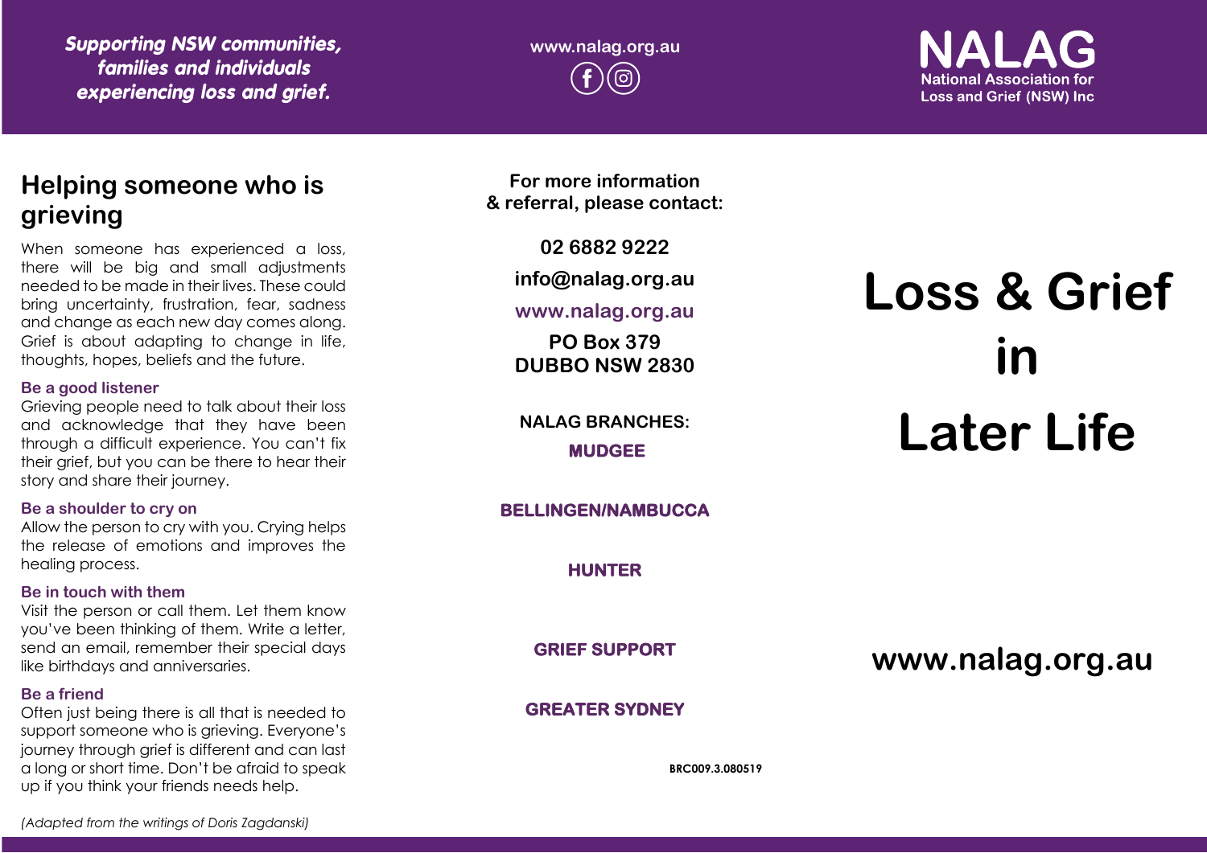*Supporting NSW communities, families and individuals experiencing loss and grief.*

www.nalag.org.au

**NALAG**
National Association for Loss and Grief (NSW) Inc

## Helping someone who is grieving

When someone has experienced a loss, there will be big and small adjustments needed to be made in their lives. These could bring uncertainty, frustration, fear, sadness and change as each new day comes along. Grief is about adapting to change in life, thoughts, hopes, beliefs and the future.

### Be a good listener

Grieving people need to talk about their loss and acknowledge that they have been through a difficult experience. You can't fix their grief, but you can be there to hear their story and share their journey.

### Be a shoulder to cry on

Allow the person to cry with you. Crying helps the release of emotions and improves the healing process.

### Be in touch with them

Visit the person or call them. Let them know you've been thinking of them. Write a letter, send an email, remember their special days like birthdays and anniversaries.

### Be a friend

Often just being there is all that is needed to support someone who is grieving. Everyone's journey through grief is different and can last a long or short time. Don't be afraid to speak up if you think your friends needs help.

*(Adapted from the writings of Doris Zagdanski)*

**For more information & referral, please contact:**

**02 6882 9222**

**info@nalag.org.au**

**www.nalag.org.au**

**PO Box 379
DUBBO NSW 2830**

**NALAG BRANCHES:**

**MUDGEE**

**BELLINGEN/NAMBUCCA**

**HUNTER**

**GRIEF SUPPORT**

**GREATER SYDNEY**

BRC009.3.080519

# Loss & Grief in Later Life

**www.nalag.org.au**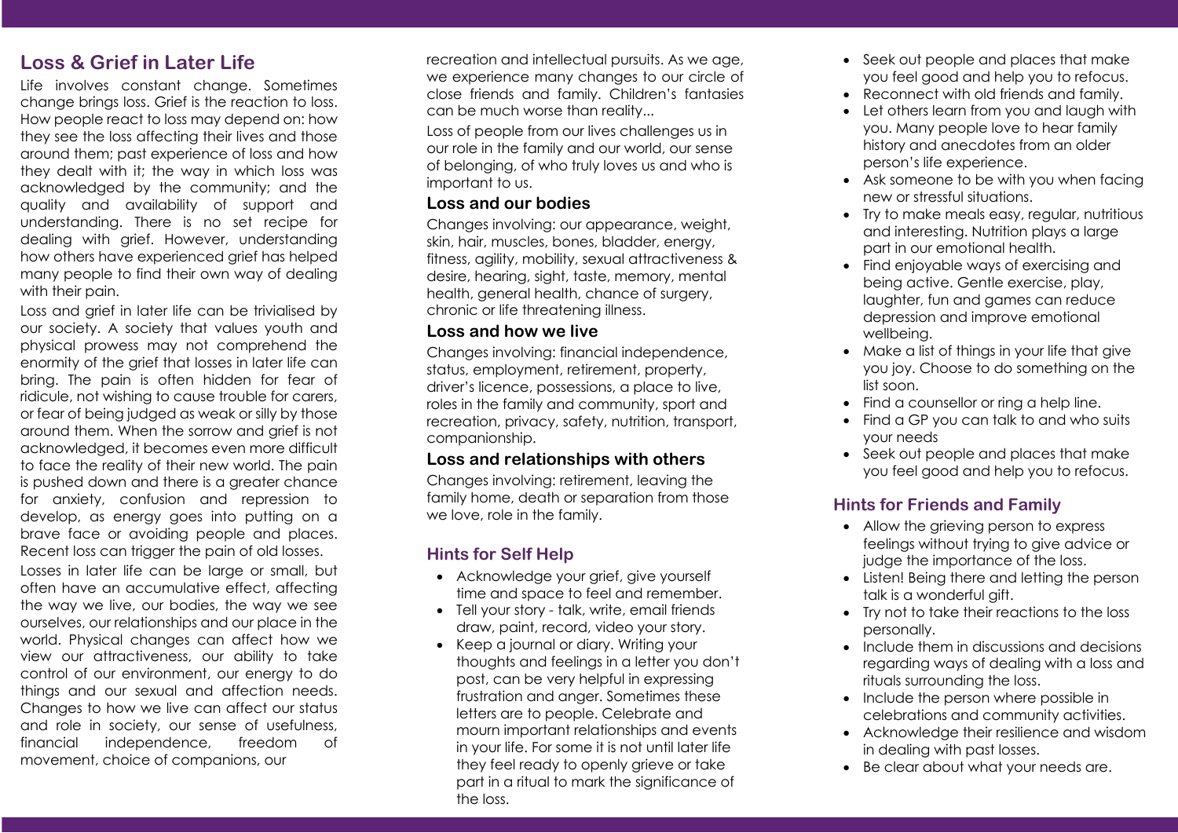## Loss & Grief in Later Life

Life involves constant change. Sometimes change brings loss. Grief is the reaction to loss. How people react to loss may depend on: how they see the loss affecting their lives and those around them; past experience of loss and how they dealt with it; the way in which loss was acknowledged by the community; and the quality and availability of support and understanding. There is no set recipe for dealing with grief. However, understanding how others have experienced grief has helped many people to find their own way of dealing with their pain.

Loss and grief in later life can be trivialised by our society. A society that values youth and physical prowess may not comprehend the enormity of the grief that losses in later life can bring. The pain is often hidden for fear of ridicule, not wishing to cause trouble for carers, or fear of being judged as weak or silly by those around them. When the sorrow and grief is not acknowledged, it becomes even more difficult to face the reality of their new world. The pain is pushed down and there is a greater chance for anxiety, confusion and repression to develop, as energy goes into putting on a brave face or avoiding people and places. Recent loss can trigger the pain of old losses.

Losses in later life can be large or small, but often have an accumulative effect, affecting the way we live, our bodies, the way we see ourselves, our relationships and our place in the world. Physical changes can affect how we view our attractiveness, our ability to take control of our environment, our energy to do things and our sexual and affection needs. Changes to how we live can affect our status and role in society, our sense of usefulness, financial independence, freedom of movement, choice of companions, our recreation and intellectual pursuits. As we age, we experience many changes to our circle of close friends and family. Children's fantasies can be much worse than reality...

Loss of people from our lives challenges us in our role in the family and our world, our sense of belonging, of who truly loves us and who is important to us.

### Loss and our bodies

Changes involving: our appearance, weight, skin, hair, muscles, bones, bladder, energy, fitness, agility, mobility, sexual attractiveness & desire, hearing, sight, taste, memory, mental health, general health, chance of surgery, chronic or life threatening illness.

### Loss and how we live

Changes involving: financial independence, status, employment, retirement, property, driver's licence, possessions, a place to live, roles in the family and community, sport and recreation, privacy, safety, nutrition, transport, companionship.

### Loss and relationships with others

Changes involving: retirement, leaving the family home, death or separation from those we love, role in the family.

## Hints for Self Help

- Acknowledge your grief, give yourself time and space to feel and remember.
- Tell your story - talk, write, email friends draw, paint, record, video your story.
- Keep a journal or diary. Writing your thoughts and feelings in a letter you don't post, can be very helpful in expressing frustration and anger. Sometimes these letters are to people. Celebrate and mourn important relationships and events in your life. For some it is not until later life they feel ready to openly grieve or take part in a ritual to mark the significance of the loss.
- Seek out people and places that make you feel good and help you to refocus.
- Reconnect with old friends and family.
- Let others learn from you and laugh with you. Many people love to hear family history and anecdotes from an older person's life experience.
- Ask someone to be with you when facing new or stressful situations.
- Try to make meals easy, regular, nutritious and interesting. Nutrition plays a large part in our emotional health.
- Find enjoyable ways of exercising and being active. Gentle exercise, play, laughter, fun and games can reduce depression and improve emotional wellbeing.
- Make a list of things in your life that give you joy. Choose to do something on the list soon.
- Find a counsellor or ring a help line.
- Find a GP you can talk to and who suits your needs
- Seek out people and places that make you feel good and help you to refocus.

## Hints for Friends and Family

- Allow the grieving person to express feelings without trying to give advice or judge the importance of the loss.
- Listen! Being there and letting the person talk is a wonderful gift.
- Try not to take their reactions to the loss personally.
- Include them in discussions and decisions regarding ways of dealing with a loss and rituals surrounding the loss.
- Include the person where possible in celebrations and community activities.
- Acknowledge their resilience and wisdom in dealing with past losses.
- Be clear about what your needs are.